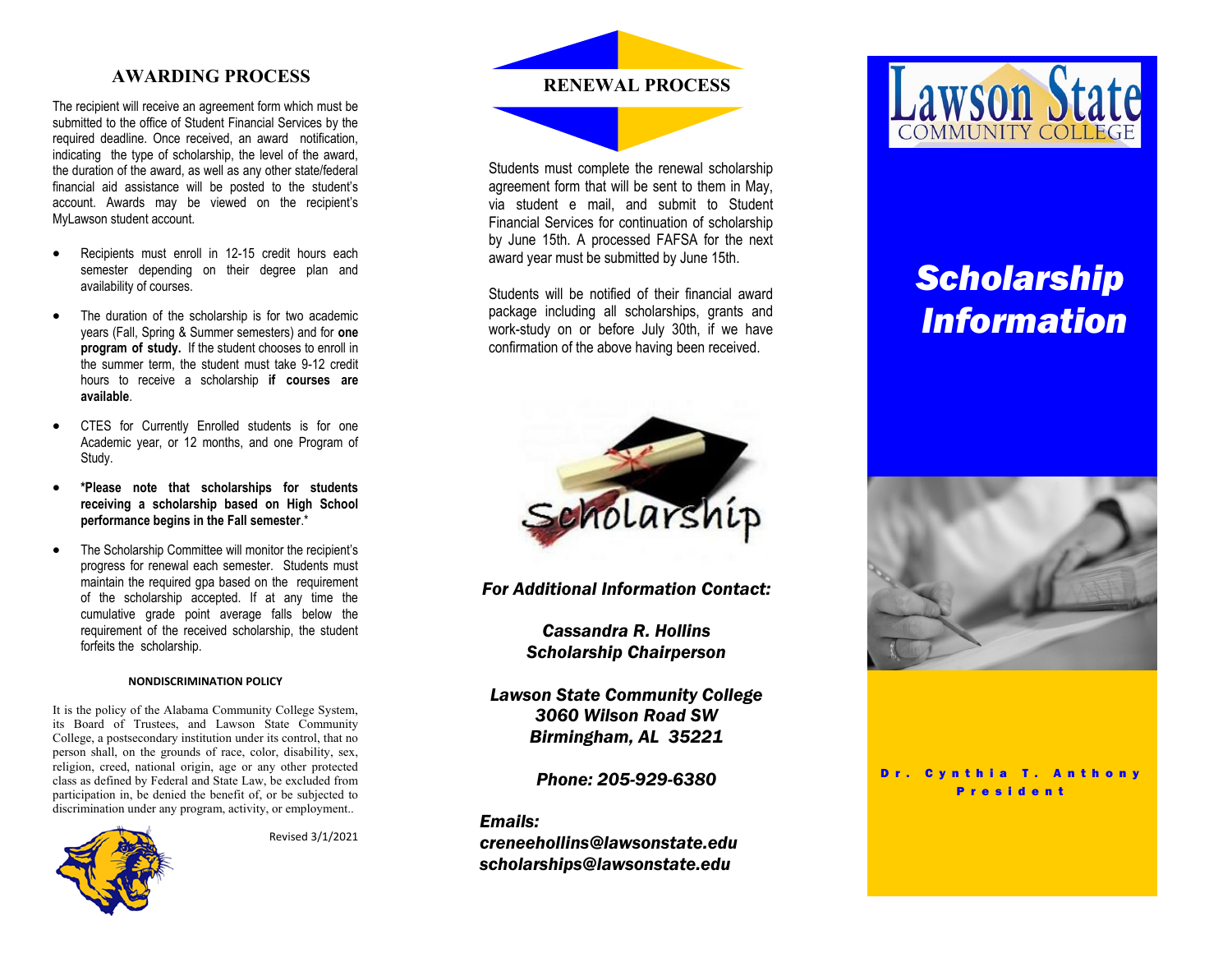## AWARDING PROCESS

The recipient will receive an agreement form which must be submitted to the office of Student Financial Services by the required deadline. Once received, an award notification, indicating the type of scholarship, the level of the award, the duration of the award, as well as any other state/federal financial aid assistance will be posted to the student's account. Awards may be viewed on the recipient's MyLawson student account.

- Recipients must enroll in 12-15 credit hours each semester depending on their degree plan and availability of courses.
- The duration of the scholarship is for two academic years (Fall, Spring & Summer semesters) and for **one program of study.** If the student chooses to enroll in the summer term, the student must take 9-12 credit hours to receive a scholarship **if courses are available**.
- CTES for Currently Enrolled students is for one Academic year, or 12 months, and one Program of Study.
- **\*Please note that scholarships for students receiving a scholarship based on High School performance begins in the Fall semester**.\*
- The Scholarship Committee will monitor the recipient's progress for renewal each semester. Students must maintain the required gpa based on the requirement of the scholarship accepted. If at any time the cumulative grade point average falls below the requirement of the received scholarship, the student forfeits the scholarship.

#### NONDISCRIMINATION POLICY

It is the policy of the Alabama Community College System, its Board of Trustees, and Lawson State Community College, a postsecondary institution under its control, that no person shall, on the grounds of race, color, disability, sex, religion, creed, national origin, age or any other protected class as defined by Federal and State Law, be excluded from participation in, be denied the benefit of, or be subjected to discrimination under any program, activity, or employment..

Revised 3/1/2021

## RENEWAL PROCESS

Students must complete the renewal scholarship agreement form that will be sent to them in May, via student e mail, and submit to Student Financial Services for continuation of scholarship by June 15th. A processed FAFSA for the next award year must be submitted by June 15th.

Students will be notified of their financial award package including all scholarships, grants and work-study on or before July 30th, if we have confirmation of the above having been received.

*For Additional Information Contact:*

*Cassandra R. Hollins*
*Scholarship Chairperson*

*Lawson State Community College*
*3060 Wilson Road SW*
*Birmingham, AL 35221*

*Phone: 205-929-6380*

*Emails:*
*creneehollins@lawsonstate.edu*
*scholarships@lawsonstate.edu*

Lawson State
COMMUNITY COLLEGE

# *Scholarship Information*

Dr. Cynthia T. Anthony
President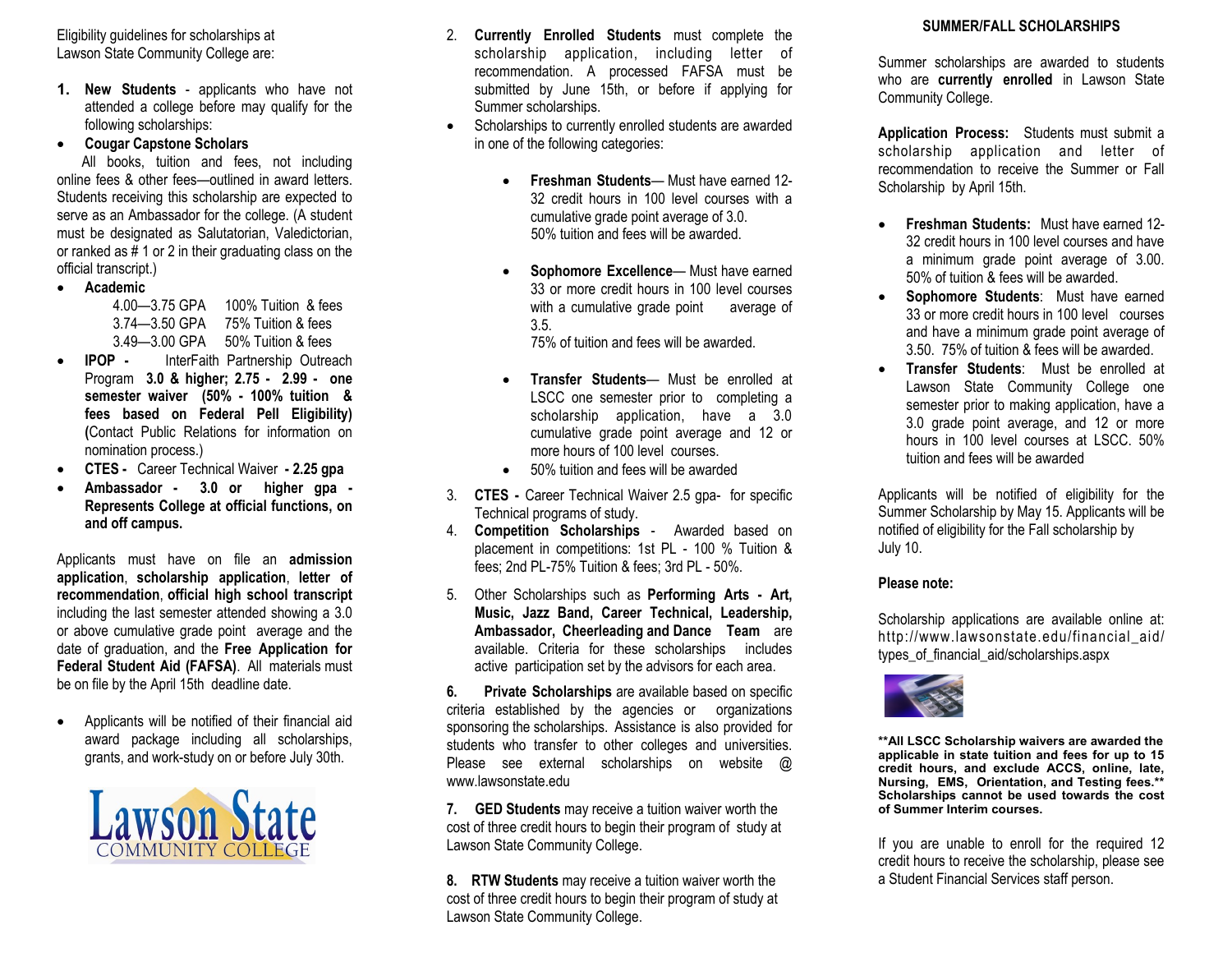Eligibility guidelines for scholarships at Lawson State Community College are:

1. **New Students** - applicants who have not attended a college before may qualify for the following scholarships:

- **Cougar Capstone Scholars**

All books, tuition and fees, not including online fees & other fees—outlined in award letters. Students receiving this scholarship are expected to serve as an Ambassador for the college. (A student must be designated as Salutatorian, Valedictorian, or ranked as # 1 or 2 in their graduating class on the official transcript.)

- **Academic**

| | |
|---|---|
| 4.00—3.75 GPA | 100% Tuition & fees |
| 3.74—3.50 GPA | 75% Tuition & fees |
| 3.49—3.00 GPA | 50% Tuition & fees |

- **IPOP -** InterFaith Partnership Outreach Program **3.0 & higher; 2.75 - 2.99 - one semester waiver (50% - 100% tuition & fees based on Federal Pell Eligibility) (**Contact Public Relations for information on nomination process.)
- **CTES -** Career Technical Waiver **- 2.25 gpa**
- **Ambassador - 3.0 or higher gpa - Represents College at official functions, on and off campus.**

Applicants must have on file an **admission application**, **scholarship application**, **letter of recommendation**, **official high school transcript** including the last semester attended showing a 3.0 or above cumulative grade point average and the date of graduation, and the **Free Application for Federal Student Aid (FAFSA)**. All materials must be on file by the April 15th deadline date.

- Applicants will be notified of their financial aid award package including all scholarships, grants, and work-study on or before July 30th.

2. **Currently Enrolled Students** must complete the scholarship application, including letter of recommendation. A processed FAFSA must be submitted by June 15th, or before if applying for Summer scholarships.

- Scholarships to currently enrolled students are awarded in one of the following categories:
  - **Freshman Students**— Must have earned 12-32 credit hours in 100 level courses with a cumulative grade point average of 3.0. 50% tuition and fees will be awarded.
  - **Sophomore Excellence**— Must have earned 33 or more credit hours in 100 level courses with a cumulative grade point average of 3.5. 75% of tuition and fees will be awarded.
  - **Transfer Students**— Must be enrolled at LSCC one semester prior to completing a scholarship application, have a 3.0 cumulative grade point average and 12 or more hours of 100 level courses.
  - 50% tuition and fees will be awarded

3. **CTES -** Career Technical Waiver 2.5 gpa- for specific Technical programs of study.
4. **Competition Scholarships** - Awarded based on placement in competitions: 1st PL - 100 % Tuition & fees; 2nd PL-75% Tuition & fees; 3rd PL - 50%.
5. Other Scholarships such as **Performing Arts - Art, Music, Jazz Band, Career Technical, Leadership, Ambassador, Cheerleading and Dance Team** are available. Criteria for these scholarships includes active participation set by the advisors for each area.

**6. Private Scholarships** are available based on specific criteria established by the agencies or organizations sponsoring the scholarships. Assistance is also provided for students who transfer to other colleges and universities. Please see external scholarships on website @ www.lawsonstate.edu

**7. GED Students** may receive a tuition waiver worth the cost of three credit hours to begin their program of study at Lawson State Community College.

**8. RTW Students** may receive a tuition waiver worth the cost of three credit hours to begin their program of study at Lawson State Community College.

## SUMMER/FALL SCHOLARSHIPS

Summer scholarships are awarded to students who are **currently enrolled** in Lawson State Community College.

**Application Process:** Students must submit a scholarship application and letter of recommendation to receive the Summer or Fall Scholarship by April 15th.

- **Freshman Students:** Must have earned 12-32 credit hours in 100 level courses and have a minimum grade point average of 3.00. 50% of tuition & fees will be awarded.
- **Sophomore Students**: Must have earned 33 or more credit hours in 100 level courses and have a minimum grade point average of 3.50. 75% of tuition & fees will be awarded.
- **Transfer Students**: Must be enrolled at Lawson State Community College one semester prior to making application, have a 3.0 grade point average, and 12 or more hours in 100 level courses at LSCC. 50% tuition and fees will be awarded

Applicants will be notified of eligibility for the Summer Scholarship by May 15. Applicants will be notified of eligibility for the Fall scholarship by July 10.

**Please note:**

Scholarship applications are available online at: http://www.lawsonstate.edu/financial_aid/types_of_financial_aid/scholarships.aspx

**\*\*All LSCC Scholarship waivers are awarded the applicable in state tuition and fees for up to 15 credit hours, and exclude ACCS, online, late, Nursing, EMS, Orientation, and Testing fees.\*\* Scholarships cannot be used towards the cost of Summer Interim courses.**

If you are unable to enroll for the required 12 credit hours to receive the scholarship, please see a Student Financial Services staff person.